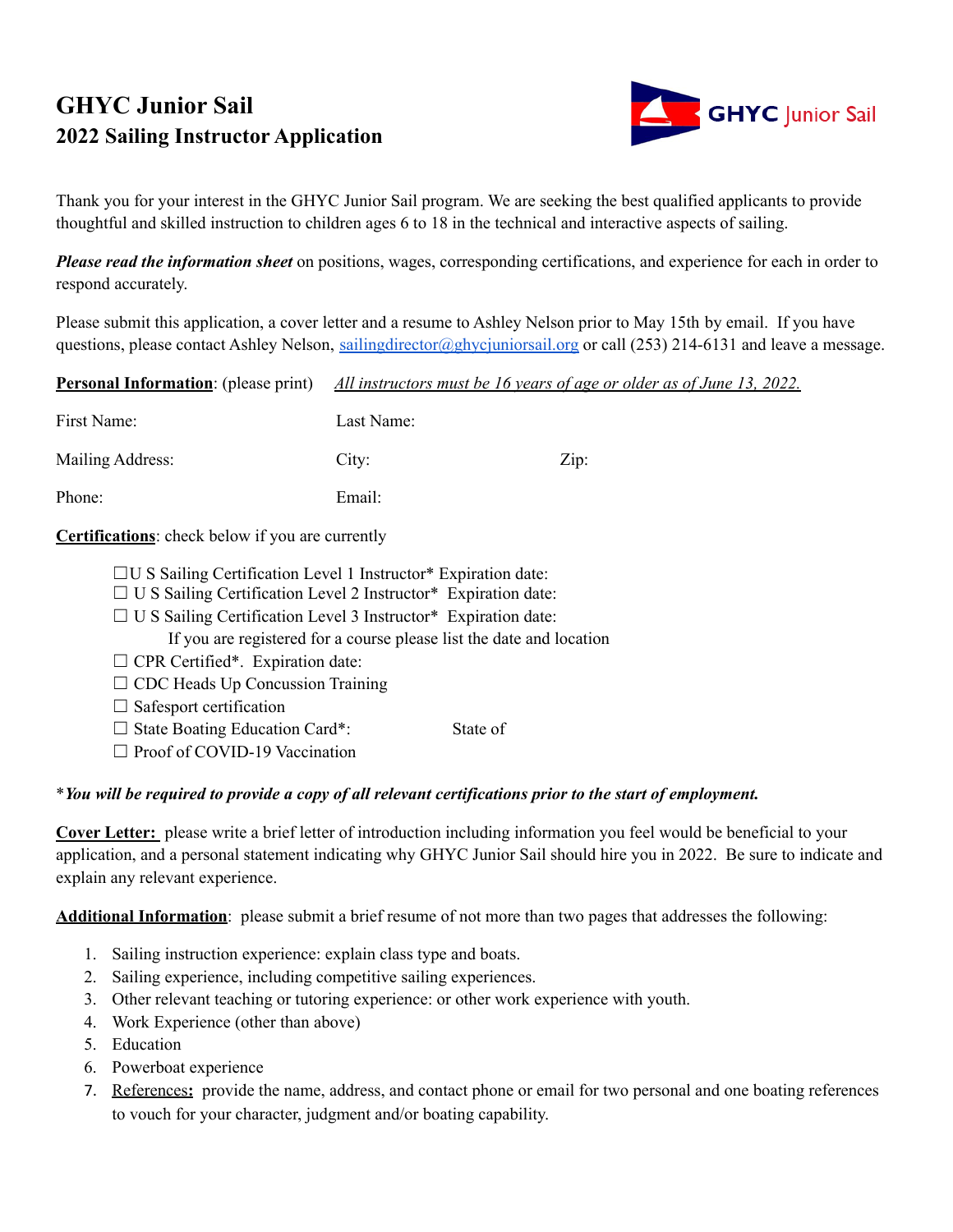# GHYC Junior Sail
## 2022 Sailing Instructor Application

Thank you for your interest in the GHYC Junior Sail program. We are seeking the best qualified applicants to provide thoughtful and skilled instruction to children ages 6 to 18 in the technical and interactive aspects of sailing.

***Please read the information sheet*** on positions, wages, corresponding certifications, and experience for each in order to respond accurately.

Please submit this application, a cover letter and a resume to Ashley Nelson prior to May 15th by email. If you have questions, please contact Ashley Nelson, sailingdirector@ghycjuniorsail.org or call (253) 214-6131 and leave a message.

**Personal Information**: (please print) *All instructors must be 16 years of age or older as of June 13, 2022.*

First Name: Last Name:

Mailing Address: City: Zip:

Phone: Email:

**Certifications**: check below if you are currently

- ☐U S Sailing Certification Level 1 Instructor* Expiration date:
- ☐ U S Sailing Certification Level 2 Instructor* Expiration date:
- ☐ U S Sailing Certification Level 3 Instructor* Expiration date:
  - If you are registered for a course please list the date and location
- ☐ CPR Certified*. Expiration date:
- ☐ CDC Heads Up Concussion Training
- ☐ Safesport certification
- ☐ State Boating Education Card*: State of
- ☐ Proof of COVID-19 Vaccination

\****You will be required to provide a copy of all relevant certifications prior to the start of employment.***

**Cover Letter:** please write a brief letter of introduction including information you feel would be beneficial to your application, and a personal statement indicating why GHYC Junior Sail should hire you in 2022. Be sure to indicate and explain any relevant experience.

**Additional Information**: please submit a brief resume of not more than two pages that addresses the following:

1. Sailing instruction experience: explain class type and boats.
2. Sailing experience, including competitive sailing experiences.
3. Other relevant teaching or tutoring experience: or other work experience with youth.
4. Work Experience (other than above)
5. Education
6. Powerboat experience
7. References**:** provide the name, address, and contact phone or email for two personal and one boating references to vouch for your character, judgment and/or boating capability.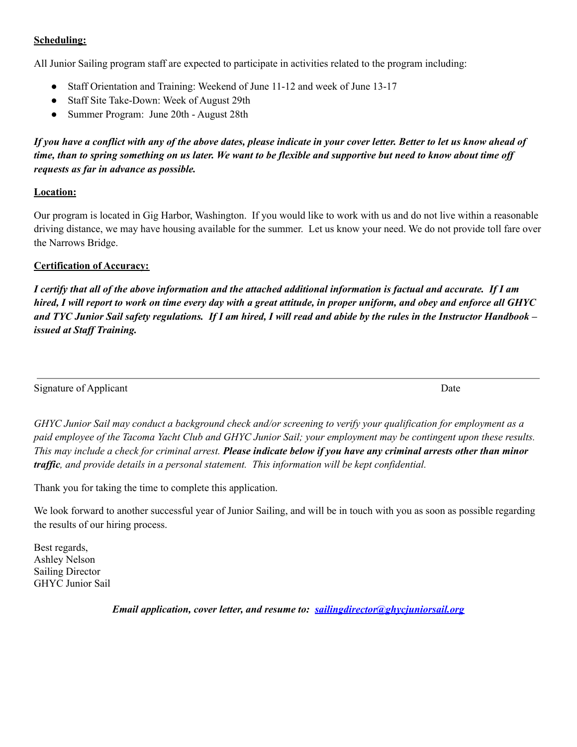**<u>Scheduling:</u>**

All Junior Sailing program staff are expected to participate in activities related to the program including:

- Staff Orientation and Training: Weekend of June 11-12 and week of June 13-17
- Staff Site Take-Down: Week of August 29th
- Summer Program: June 20th - August 28th

***If you have a conflict with any of the above dates, please indicate in your cover letter. Better to let us know ahead of time, than to spring something on us later. We want to be flexible and supportive but need to know about time off requests as far in advance as possible.***

**<u>Location:</u>**

Our program is located in Gig Harbor, Washington. If you would like to work with us and do not live within a reasonable driving distance, we may have housing available for the summer. Let us know your need. We do not provide toll fare over the Narrows Bridge.

**<u>Certification of Accuracy:</u>**

***I certify that all of the above information and the attached additional information is factual and accurate. If I am hired, I will report to work on time every day with a great attitude, in proper uniform, and obey and enforce all GHYC and TYC Junior Sail safety regulations. If I am hired, I will read and abide by the rules in the Instructor Handbook – issued at Staff Training.***

_____________________________________________________________________________

Signature of Applicant Date

*GHYC Junior Sail may conduct a background check and/or screening to verify your qualification for employment as a paid employee of the Tacoma Yacht Club and GHYC Junior Sail; your employment may be contingent upon these results. This may include a check for criminal arrest.* ***Please indicate below if you have any criminal arrests other than minor traffic****, and provide details in a personal statement. This information will be kept confidential.*

Thank you for taking the time to complete this application.

We look forward to another successful year of Junior Sailing, and will be in touch with you as soon as possible regarding the results of our hiring process.

Best regards,
Ashley Nelson
Sailing Director
GHYC Junior Sail

***Email application, cover letter, and resume to: [sailingdirector@ghycjuniorsail.org](mailto:sailingdirector@ghycjuniorsail.org)***